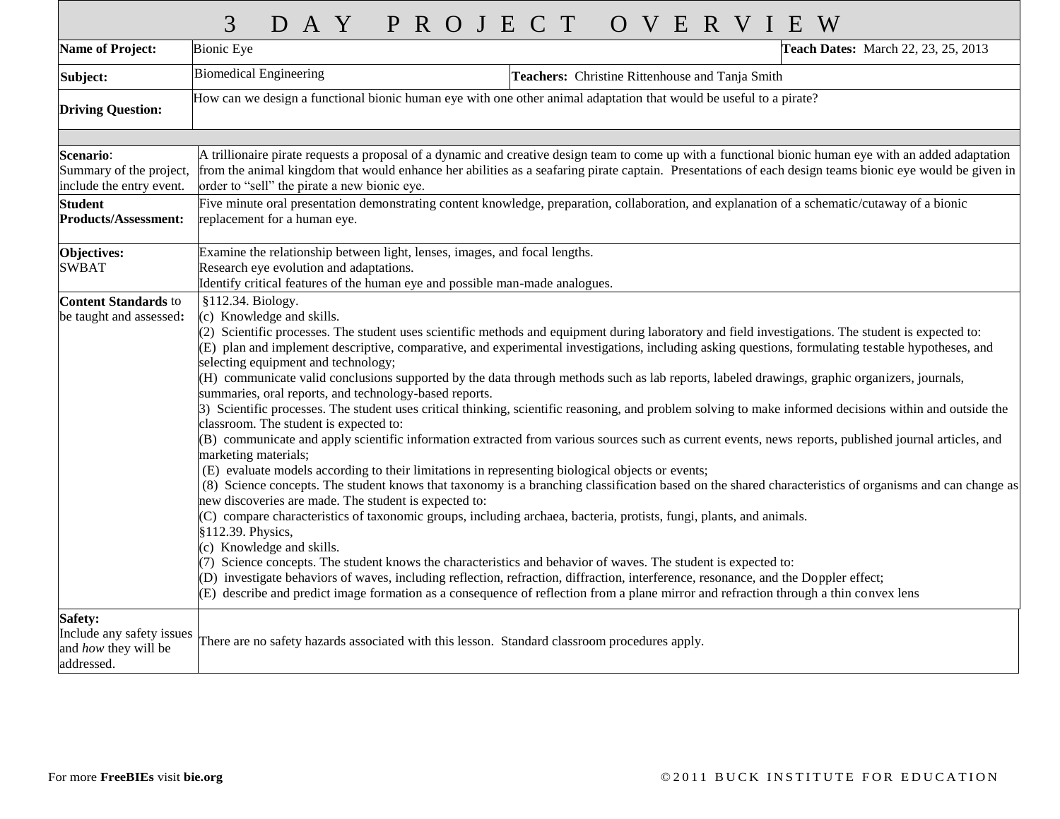# 3 DAY PROJECT OVERVIEW

| | | | |
|---|---|---|---|
| **Name of Project:** | Bionic Eye | | **Teach Dates:** March 22, 23, 25, 2013 |
| **Subject:** | Biomedical Engineering | **Teachers:** Christine Rittenhouse and Tanja Smith | |
| **Driving Question:** | How can we design a functional bionic human eye with one other animal adaptation that would be useful to a pirate? | | |

| | |
|---|---|
| **Scenario**: Summary of the project, include the entry event. | A trillionaire pirate requests a proposal of a dynamic and creative design team to come up with a functional bionic human eye with an added adaptation from the animal kingdom that would enhance her abilities as a seafaring pirate captain. Presentations of each design teams bionic eye would be given in order to "sell" the pirate a new bionic eye. |
| **Student Products/Assessment:** | Five minute oral presentation demonstrating content knowledge, preparation, collaboration, and explanation of a schematic/cutaway of a bionic replacement for a human eye. |
| **Objectives:** SWBAT | Examine the relationship between light, lenses, images, and focal lengths.<br>Research eye evolution and adaptations.<br>Identify critical features of the human eye and possible man-made analogues. |
| **Content Standards** to be taught and assessed**:** | §112.34. Biology.<br>(c) Knowledge and skills.<br>(2) Scientific processes. The student uses scientific methods and equipment during laboratory and field investigations. The student is expected to:<br>(E) plan and implement descriptive, comparative, and experimental investigations, including asking questions, formulating testable hypotheses, and selecting equipment and technology;<br>(H) communicate valid conclusions supported by the data through methods such as lab reports, labeled drawings, graphic organizers, journals, summaries, oral reports, and technology-based reports.<br>3) Scientific processes. The student uses critical thinking, scientific reasoning, and problem solving to make informed decisions within and outside the classroom. The student is expected to:<br>(B) communicate and apply scientific information extracted from various sources such as current events, news reports, published journal articles, and marketing materials;<br>(E) evaluate models according to their limitations in representing biological objects or events;<br>(8) Science concepts. The student knows that taxonomy is a branching classification based on the shared characteristics of organisms and can change as new discoveries are made. The student is expected to:<br>(C) compare characteristics of taxonomic groups, including archaea, bacteria, protists, fungi, plants, and animals.<br>§112.39. Physics,<br>(c) Knowledge and skills.<br>(7) Science concepts. The student knows the characteristics and behavior of waves. The student is expected to:<br>(D) investigate behaviors of waves, including reflection, refraction, diffraction, interference, resonance, and the Doppler effect;<br>(E) describe and predict image formation as a consequence of reflection from a plane mirror and refraction through a thin convex lens |
| **Safety:** Include any safety issues and *how* they will be addressed. | There are no safety hazards associated with this lesson. Standard classroom procedures apply. |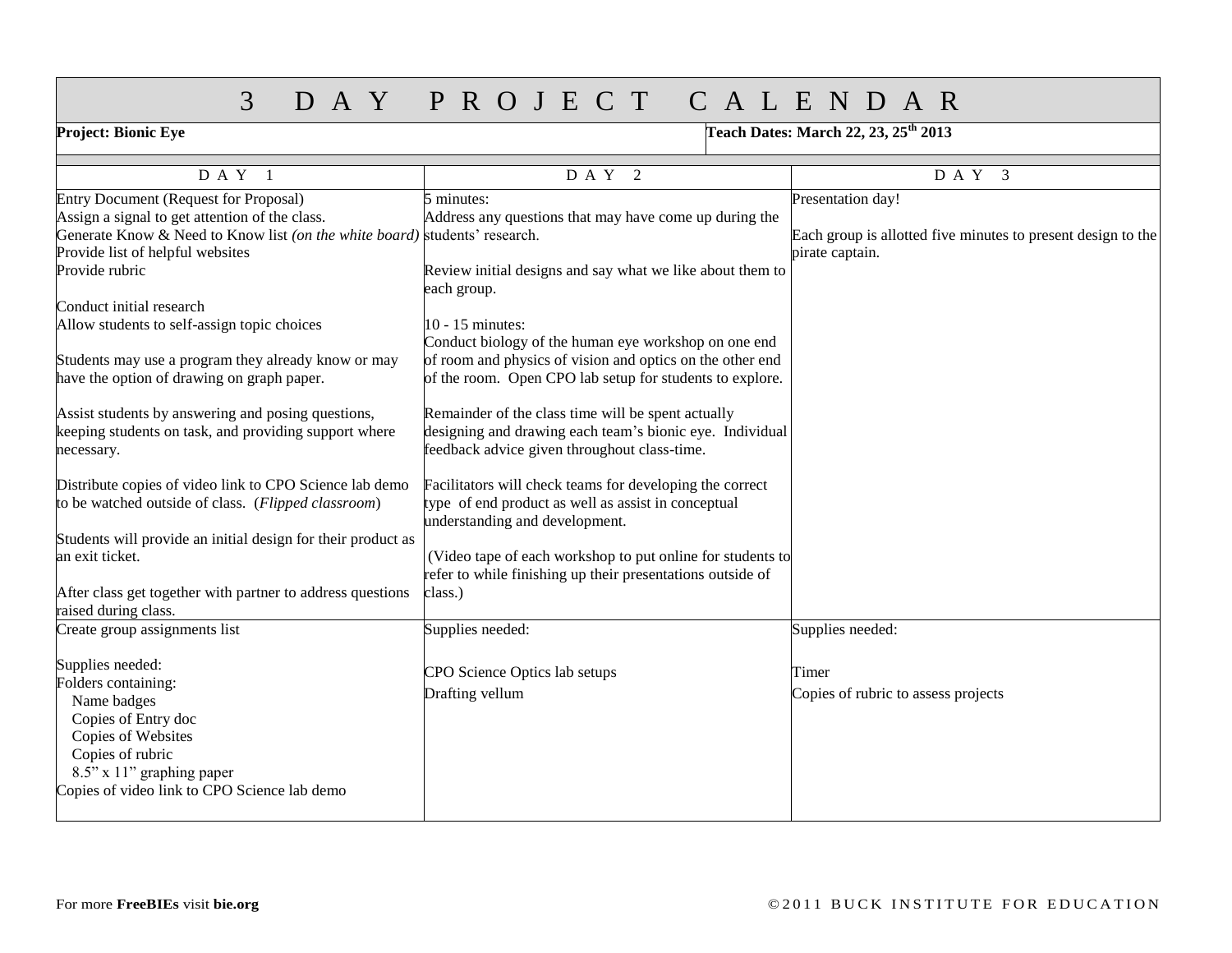# 3 DAY PROJECT CALENDAR

**Project: Bionic Eye** | **Teach Dates: March 22, 23, 25th 2013**

| DAY 1 | DAY 2 | DAY 3 |
|---|---|---|
| Entry Document (Request for Proposal)<br>Assign a signal to get attention of the class.<br>Generate Know & Need to Know list *(on the white board)*<br>Provide list of helpful websites<br>Provide rubric<br><br>Conduct initial research<br>Allow students to self-assign topic choices<br><br>Students may use a program they already know or may have the option of drawing on graph paper.<br><br>Assist students by answering and posing questions, keeping students on task, and providing support where necessary.<br><br>Distribute copies of video link to CPO Science lab demo to be watched outside of class. (*Flipped classroom*)<br><br>Students will provide an initial design for their product as an exit ticket.<br><br>After class get together with partner to address questions raised during class. | 5 minutes:<br>Address any questions that may have come up during the students' research.<br><br>Review initial designs and say what we like about them to each group.<br><br>10 - 15 minutes:<br>Conduct biology of the human eye workshop on one end of room and physics of vision and optics on the other end of the room. Open CPO lab setup for students to explore.<br><br>Remainder of the class time will be spent actually designing and drawing each team's bionic eye. Individual feedback advice given throughout class-time.<br><br>Facilitators will check teams for developing the correct type of end product as well as assist in conceptual understanding and development.<br><br>(Video tape of each workshop to put online for students to refer to while finishing up their presentations outside of class.) | Presentation day!<br><br>Each group is allotted five minutes to present design to the pirate captain. |
| Create group assignments list<br><br>Supplies needed:<br>Folders containing:<br>Name badges<br>Copies of Entry doc<br>Copies of Websites<br>Copies of rubric<br>8.5" x 11" graphing paper<br>Copies of video link to CPO Science lab demo | Supplies needed:<br><br>CPO Science Optics lab setups<br>Drafting vellum | Supplies needed:<br><br>Timer<br>Copies of rubric to assess projects |

For more **FreeBIEs** visit **bie.org**

©2011 BUCK INSTITUTE FOR EDUCATION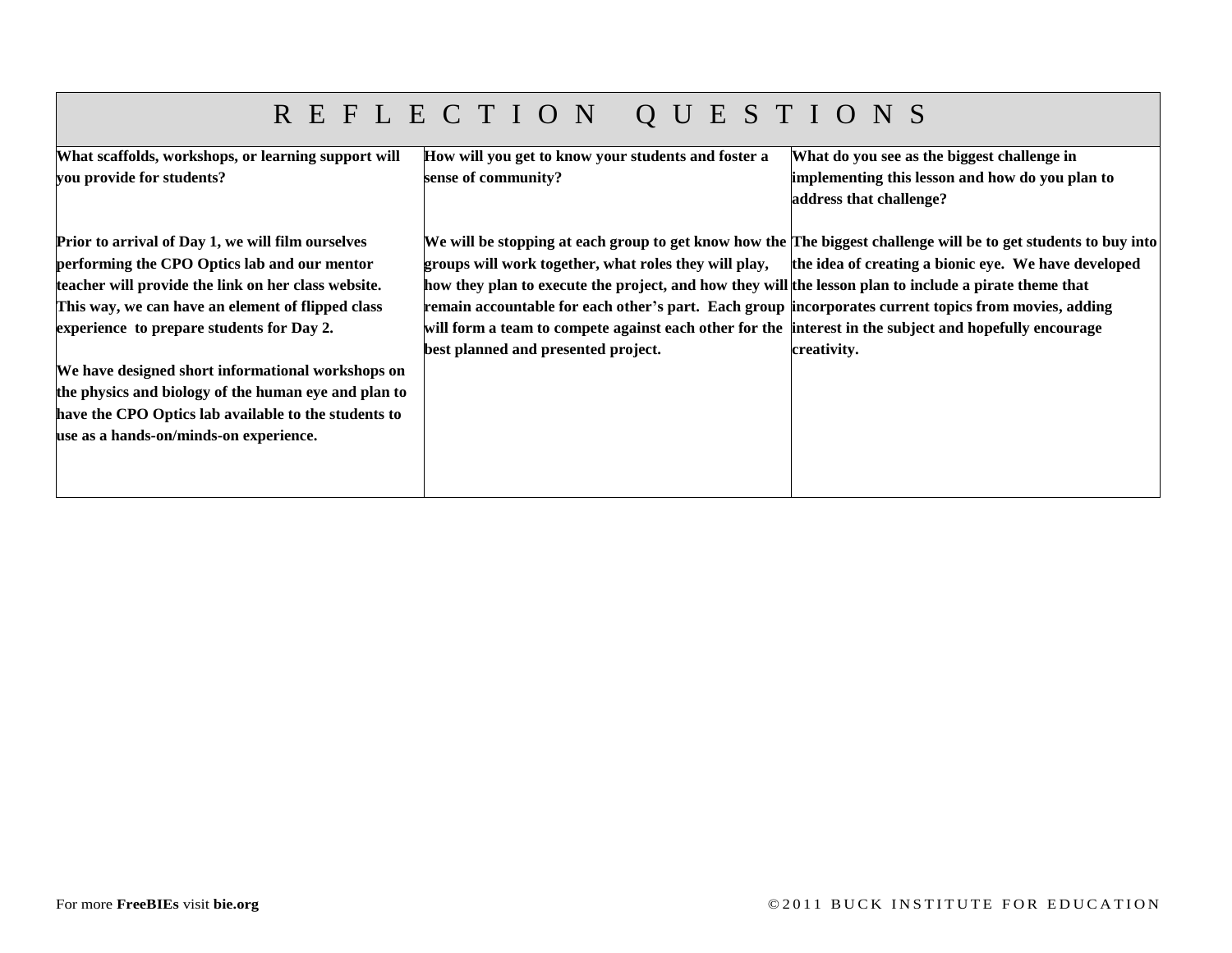# REFLECTION QUESTIONS

| What scaffolds, workshops, or learning support will you provide for students? | How will you get to know your students and foster a sense of community? | What do you see as the biggest challenge in implementing this lesson and how do you plan to address that challenge? |
|---|---|---|
| Prior to arrival of Day 1, we will film ourselves performing the CPO Optics lab and our mentor teacher will provide the link on her class website. This way, we can have an element of flipped class experience to prepare students for Day 2.<br><br>We have designed short informational workshops on the physics and biology of the human eye and plan to have the CPO Optics lab available to the students to use as a hands-on/minds-on experience. | We will be stopping at each group to get know how the groups will work together, what roles they will play, how they plan to execute the project, and how they will remain accountable for each other's part. Each group will form a team to compete against each other for the best planned and presented project. | The biggest challenge will be to get students to buy into the idea of creating a bionic eye. We have developed the lesson plan to include a pirate theme that incorporates current topics from movies, adding interest in the subject and hopefully encourage creativity. |

For more **FreeBIEs** visit **bie.org** ©2011 BUCK INSTITUTE FOR EDUCATION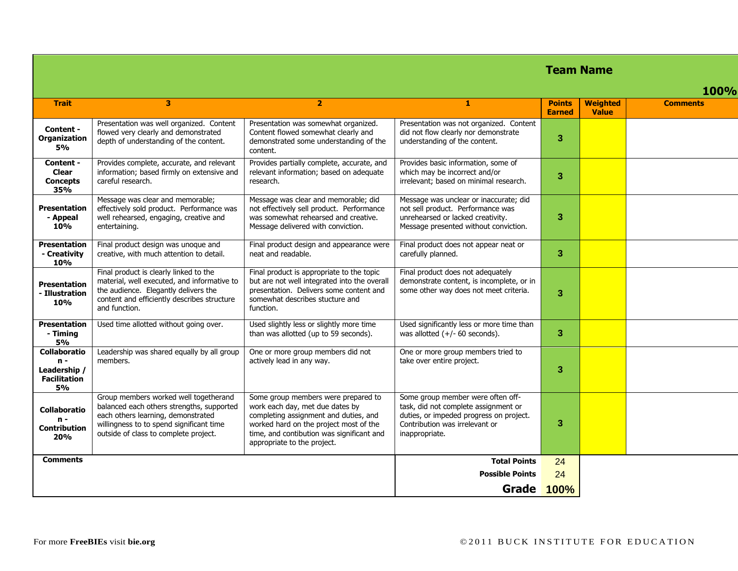**Team Name**

**100%**

| Trait | 3 | 2 | 1 | Points Earned | Weighted Value | Comments |
|---|---|---|---|---|---|---|
| **Content - Organization 5%** | Presentation was well organized. Content flowed very clearly and demonstrated depth of understanding of the content. | Presentation was somewhat organized. Content flowed somewhat clearly and demonstrated some understanding of the content. | Presentation was not organized. Content did not flow clearly nor demonstrate understanding of the content. | 3 | | |
| **Content - Clear Concepts 35%** | Provides complete, accurate, and relevant information; based firmly on extensive and careful research. | Provides partially complete, accurate, and relevant information; based on adequate research. | Provides basic information, some of which may be incorrect and/or irrelevant; based on minimal research. | 3 | | |
| **Presentation - Appeal 10%** | Message was clear and memorable; effectively sold product. Performance was well rehearsed, engaging, creative and entertaining. | Message was clear and memorable; did not effectively sell product. Performance was somewhat rehearsed and creative. Message delivered with conviction. | Message was unclear or inaccurate; did not sell product. Performance was unrehearsed or lacked creativity. Message presented without conviction. | 3 | | |
| **Presentation - Creativity 10%** | Final product design was unoque and creative, with much attention to detail. | Final product design and appearance were neat and readable. | Final product does not appear neat or carefully planned. | 3 | | |
| **Presentation - Illustration 10%** | Final product is clearly linked to the material, well executed, and informative to the audience. Elegantly delivers the content and efficiently describes structure and function. | Final product is appropriate to the topic but are not well integrated into the overall presentation. Delivers some content and somewhat describes stucture and function. | Final product does not adequately demonstrate content, is incomplete, or in some other way does not meet criteria. | 3 | | |
| **Presentation - Timing 5%** | Used time allotted without going over. | Used slightly less or slightly more time than was allotted (up to 59 seconds). | Used significantly less or more time than was allotted (+/- 60 seconds). | 3 | | |
| **Collaboration - Leadership / Facilitation 5%** | Leadership was shared equally by all group members. | One or more group members did not actively lead in any way. | One or more group members tried to take over entire project. | 3 | | |
| **Collaboration - Contribution 20%** | Group members worked well togetherand balanced each others strengths, supported each others learning, demonstrated willingness to to spend significant time outside of class to complete project. | Some group members were prepared to work each day, met due dates by completing assignment and duties, and worked hard on the project most of the time, and contibution was significant and appropriate to the project. | Some group member were often off-task, did not complete assignment or duties, or impeded progress on project. Contribution was irelevant or inappropriate. | 3 | | |
| **Comments** | | | **Total Points** | 24 | | |
| | | | **Possible Points** | 24 | | |
| | | | **Grade** | **100%** | | |

For more **FreeBIEs** visit **bie.org**

©2011 BUCK INSTITUTE FOR EDUCATION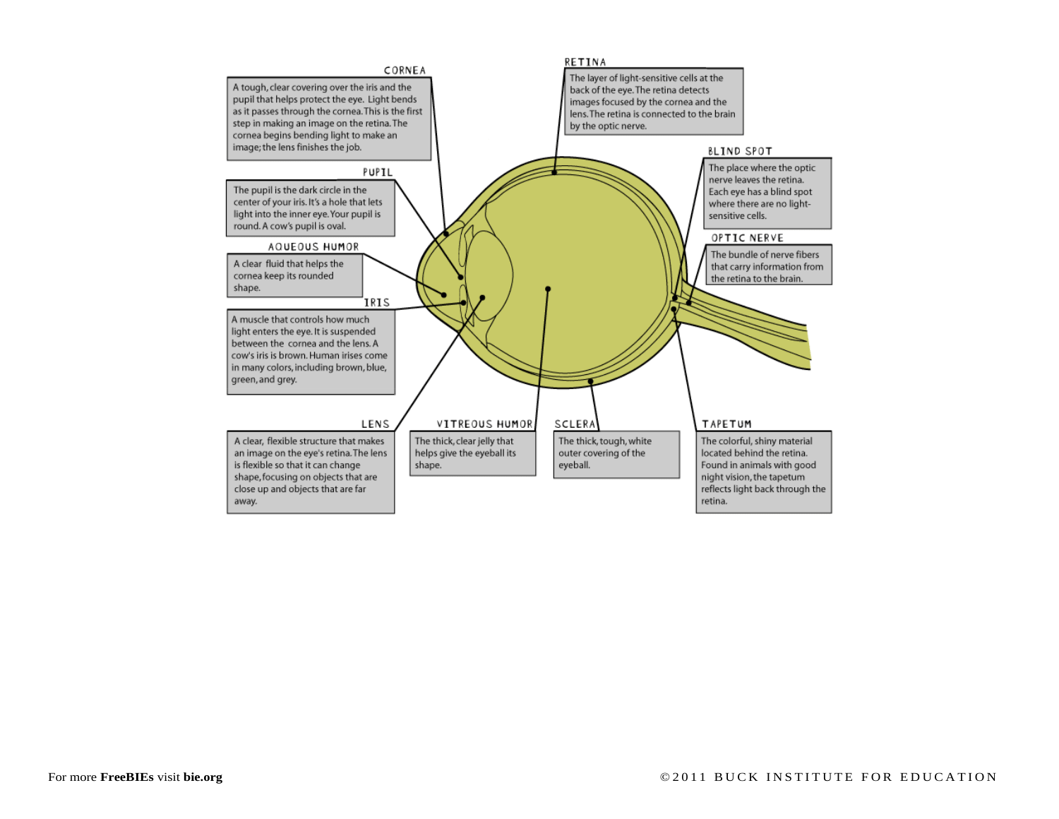**CORNEA**

A tough, clear covering over the iris and the pupil that helps protect the eye. Light bends as it passes through the cornea. This is the first step in making an image on the retina. The cornea begins bending light to make an image; the lens finishes the job.

**PUPIL**

The pupil is the dark circle in the center of your iris. It's a hole that lets light into the inner eye. Your pupil is round. A cow's pupil is oval.

**AQUEOUS HUMOR**

A clear fluid that helps the cornea keep its rounded shape.

**IRIS**

A muscle that controls how much light enters the eye. It is suspended between the cornea and the lens. A cow's iris is brown. Human irises come in many colors, including brown, blue, green, and grey.

**LENS**

A clear, flexible structure that makes an image on the eye's retina. The lens is flexible so that it can change shape, focusing on objects that are close up and objects that are far away.

**VITREOUS HUMOR**

The thick, clear jelly that helps give the eyeball its shape.

**SCLERA**

The thick, tough, white outer covering of the eyeball.

**RETINA**

The layer of light-sensitive cells at the back of the eye. The retina detects images focused by the cornea and the lens. The retina is connected to the brain by the optic nerve.

**BLIND SPOT**

The place where the optic nerve leaves the retina. Each eye has a blind spot where there are no light-sensitive cells.

**OPTIC NERVE**

The bundle of nerve fibers that carry information from the retina to the brain.

**TAPETUM**

The colorful, shiny material located behind the retina. Found in animals with good night vision, the tapetum reflects light back through the retina.

For more **FreeBIEs** visit **bie.org**

©2011 BUCK INSTITUTE FOR EDUCATION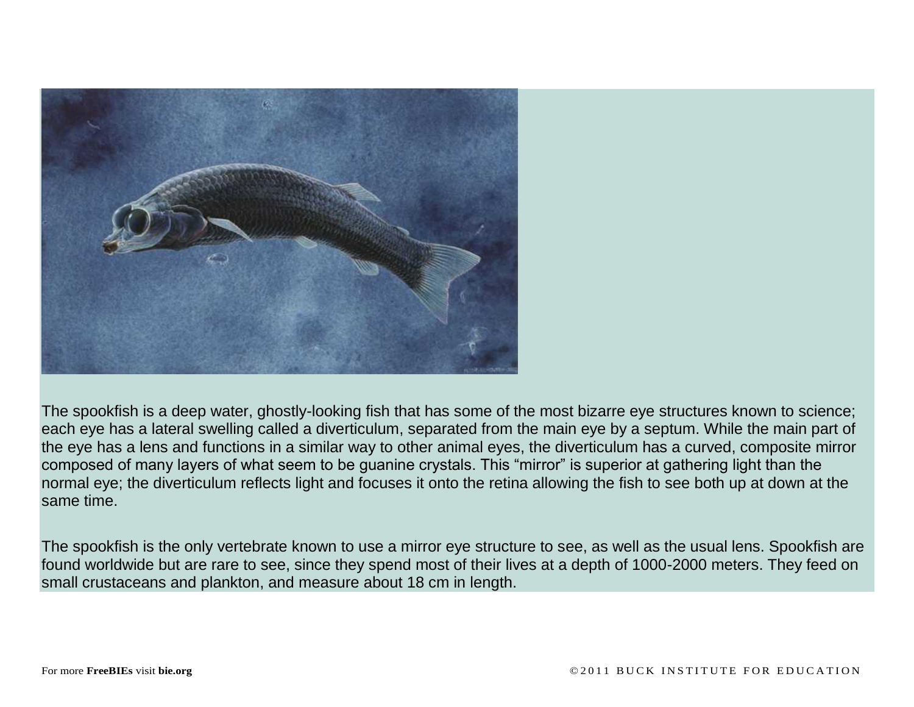The spookfish is a deep water, ghostly-looking fish that has some of the most bizarre eye structures known to science; each eye has a lateral swelling called a diverticulum, separated from the main eye by a septum. While the main part of the eye has a lens and functions in a similar way to other animal eyes, the diverticulum has a curved, composite mirror composed of many layers of what seem to be guanine crystals. This "mirror" is superior at gathering light than the normal eye; the diverticulum reflects light and focuses it onto the retina allowing the fish to see both up at down at the same time.

The spookfish is the only vertebrate known to use a mirror eye structure to see, as well as the usual lens. Spookfish are found worldwide but are rare to see, since they spend most of their lives at a depth of 1000-2000 meters. They feed on small crustaceans and plankton, and measure about 18 cm in length.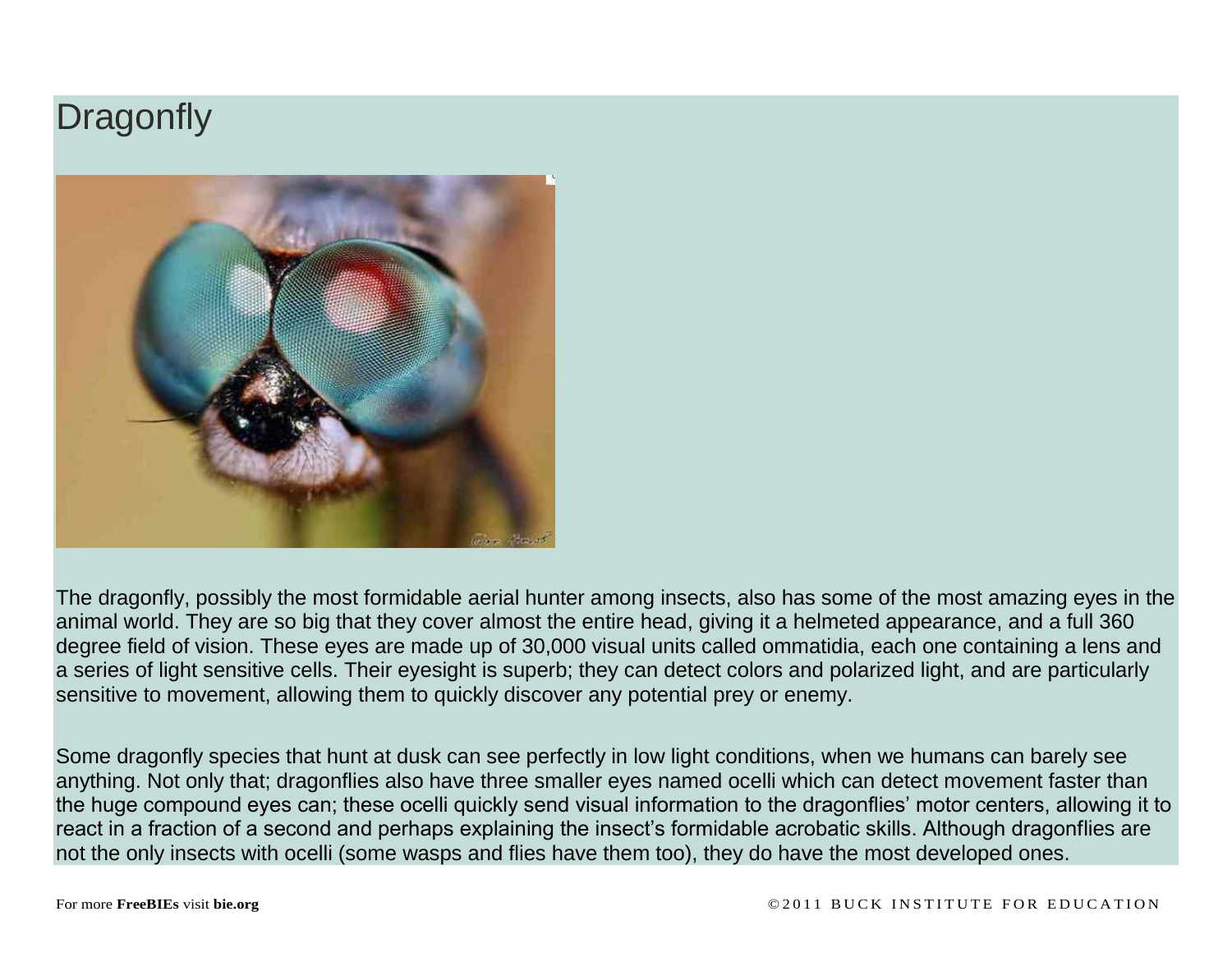# Dragonfly

The dragonfly, possibly the most formidable aerial hunter among insects, also has some of the most amazing eyes in the animal world. They are so big that they cover almost the entire head, giving it a helmeted appearance, and a full 360 degree field of vision. These eyes are made up of 30,000 visual units called ommatidia, each one containing a lens and a series of light sensitive cells. Their eyesight is superb; they can detect colors and polarized light, and are particularly sensitive to movement, allowing them to quickly discover any potential prey or enemy.

Some dragonfly species that hunt at dusk can see perfectly in low light conditions, when we humans can barely see anything. Not only that; dragonflies also have three smaller eyes named ocelli which can detect movement faster than the huge compound eyes can; these ocelli quickly send visual information to the dragonflies' motor centers, allowing it to react in a fraction of a second and perhaps explaining the insect's formidable acrobatic skills. Although dragonflies are not the only insects with ocelli (some wasps and flies have them too), they do have the most developed ones.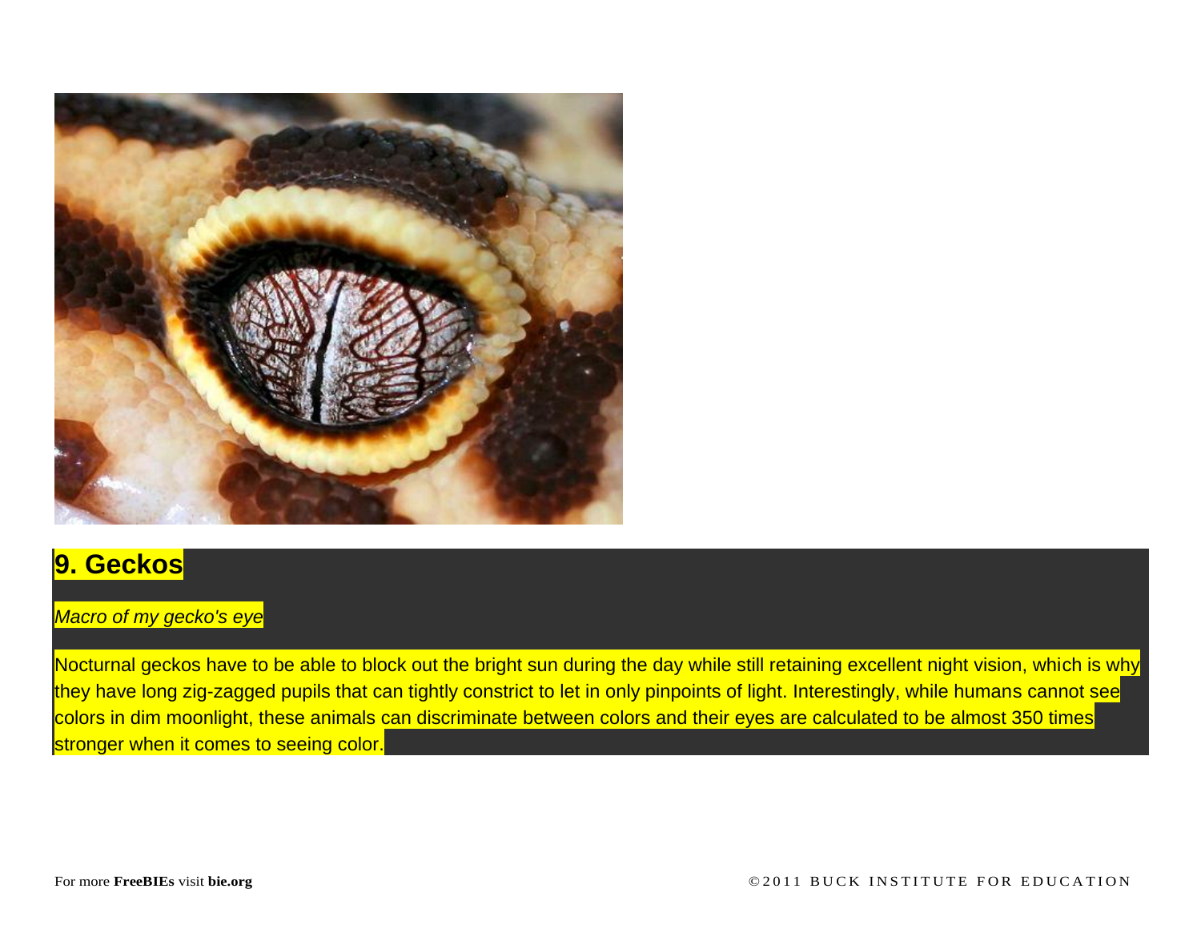## 9. Geckos

*Macro of my gecko's eye*

Nocturnal geckos have to be able to block out the bright sun during the day while still retaining excellent night vision, which is why they have long zig-zagged pupils that can tightly constrict to let in only pinpoints of light. Interestingly, while humans cannot see colors in dim moonlight, these animals can discriminate between colors and their eyes are calculated to be almost 350 times stronger when it comes to seeing color.

For more **FreeBIEs** visit **bie.org**

©2011 BUCK INSTITUTE FOR EDUCATION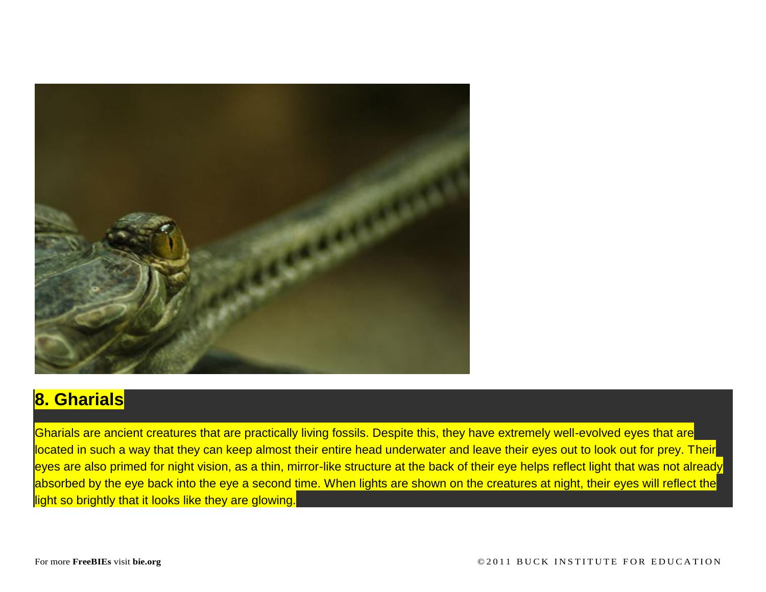## 8. Gharials

Gharials are ancient creatures that are practically living fossils. Despite this, they have extremely well-evolved eyes that are located in such a way that they can keep almost their entire head underwater and leave their eyes out to look out for prey. Their eyes are also primed for night vision, as a thin, mirror-like structure at the back of their eye helps reflect light that was not already absorbed by the eye back into the eye a second time. When lights are shown on the creatures at night, their eyes will reflect the light so brightly that it looks like they are glowing.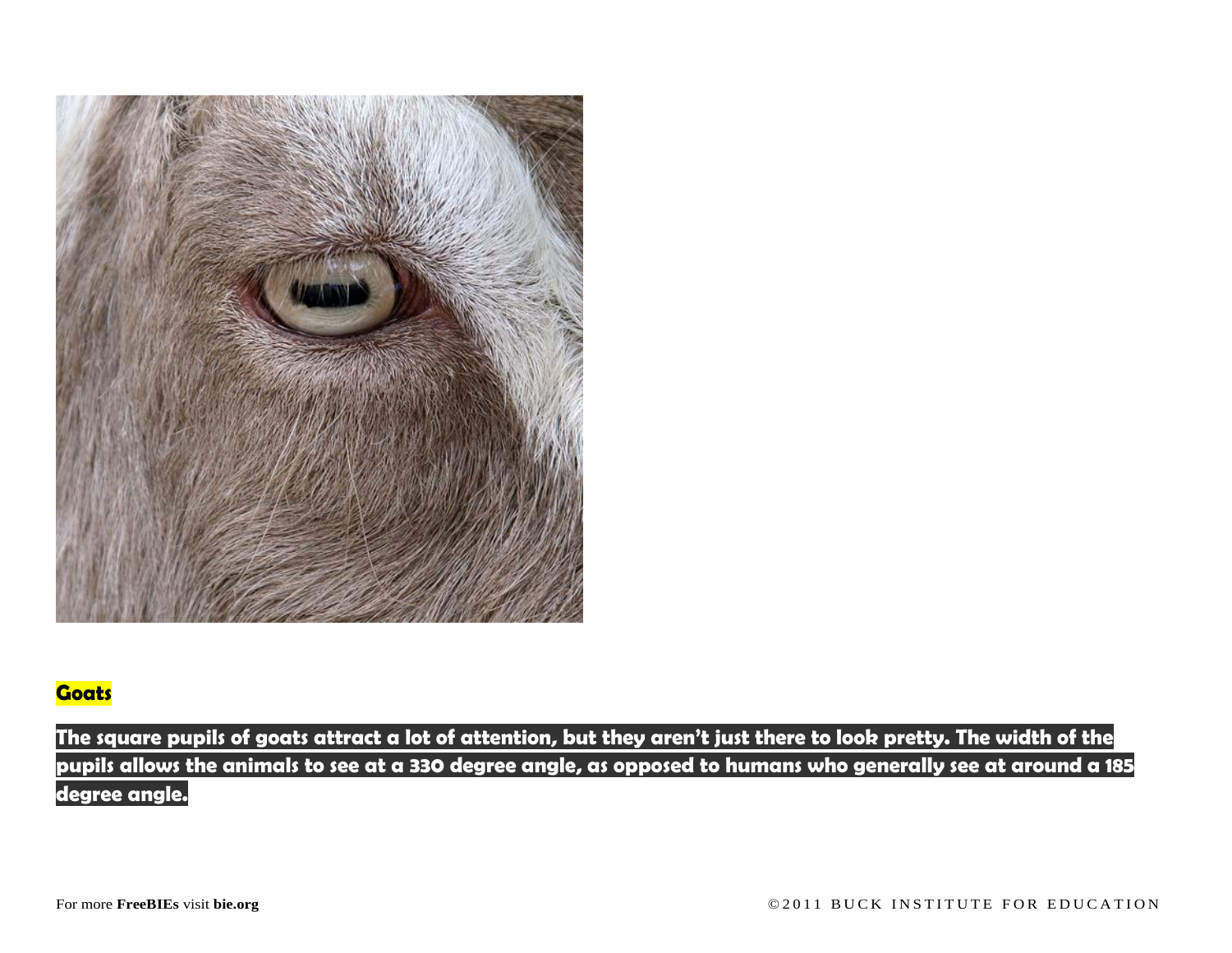**Goats**

**The square pupils of goats attract a lot of attention, but they aren't just there to look pretty. The width of the pupils allows the animals to see at a 330 degree angle, as opposed to humans who generally see at around a 185 degree angle.**

For more **FreeBIEs** visit **bie.org**

©2011 BUCK INSTITUTE FOR EDUCATION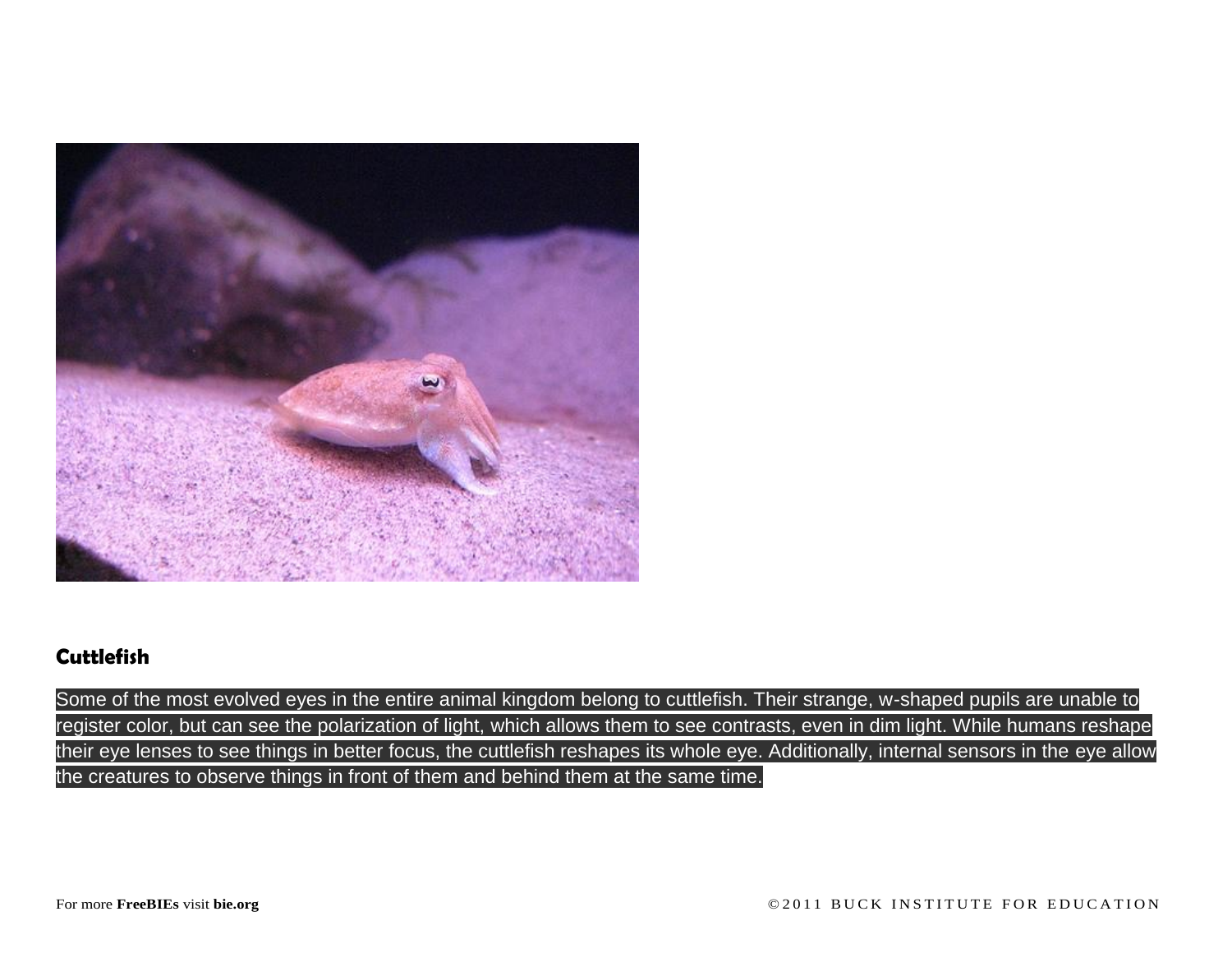## Cuttlefish

Some of the most evolved eyes in the entire animal kingdom belong to cuttlefish. Their strange, w-shaped pupils are unable to register color, but can see the polarization of light, which allows them to see contrasts, even in dim light. While humans reshape their eye lenses to see things in better focus, the cuttlefish reshapes its whole eye. Additionally, internal sensors in the eye allow the creatures to observe things in front of them and behind them at the same time.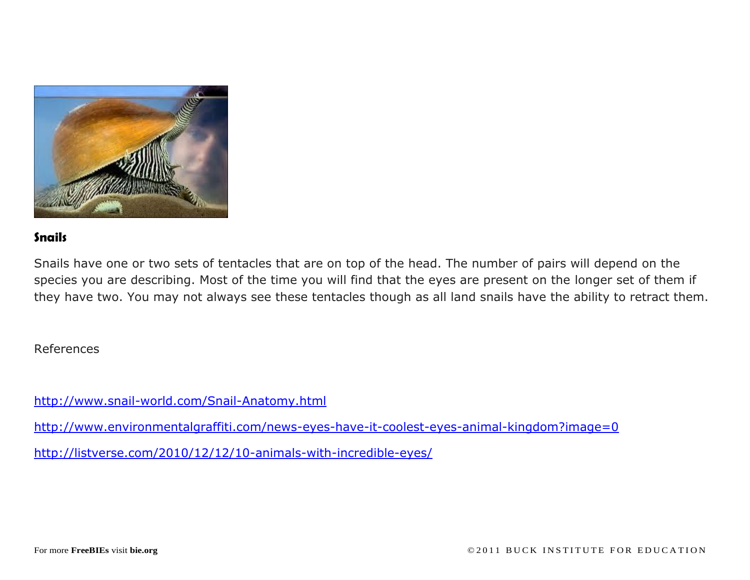**Snails**

Snails have one or two sets of tentacles that are on top of the head. The number of pairs will depend on the species you are describing. Most of the time you will find that the eyes are present on the longer set of them if they have two. You may not always see these tentacles though as all land snails have the ability to retract them.

References

http://www.snail-world.com/Snail-Anatomy.html

http://www.environmentalgraffiti.com/news-eyes-have-it-coolest-eyes-animal-kingdom?image=0

http://listverse.com/2010/12/12/10-animals-with-incredible-eyes/

For more **FreeBIEs** visit **bie.org**

©2011 BUCK INSTITUTE FOR EDUCATION